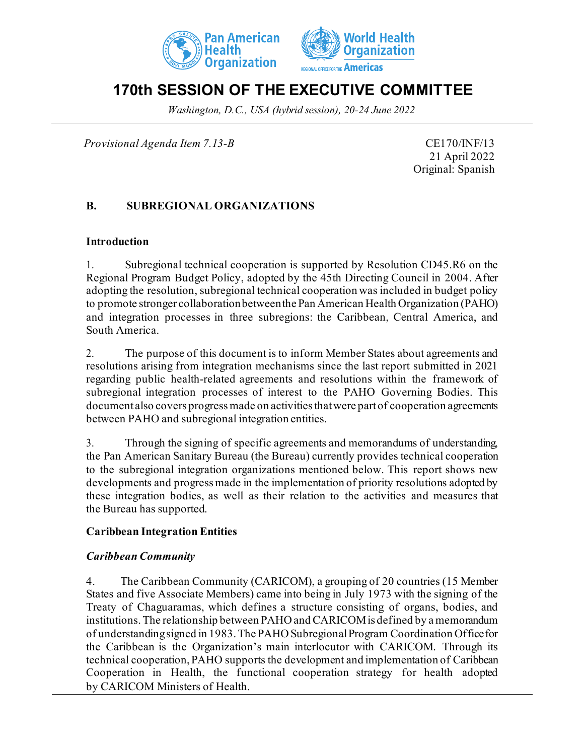# 170th SESSION OF THE EXECUTIVE COMMITTEE

*Washington, D.C., USA (hybrid session), 20-24 June 2022*

*Provisional Agenda Item 7.13-B*

CE170/INF/13
21 April 2022
Original: Spanish

## B. SUBREGIONAL ORGANIZATIONS

### Introduction

1. Subregional technical cooperation is supported by Resolution CD45.R6 on the Regional Program Budget Policy, adopted by the 45th Directing Council in 2004. After adopting the resolution, subregional technical cooperation was included in budget policy to promote stronger collaboration between the Pan American Health Organization (PAHO) and integration processes in three subregions: the Caribbean, Central America, and South America.

2. The purpose of this document is to inform Member States about agreements and resolutions arising from integration mechanisms since the last report submitted in 2021 regarding public health-related agreements and resolutions within the framework of subregional integration processes of interest to the PAHO Governing Bodies. This document also covers progress made on activities that were part of cooperation agreements between PAHO and subregional integration entities.

3. Through the signing of specific agreements and memorandums of understanding, the Pan American Sanitary Bureau (the Bureau) currently provides technical cooperation to the subregional integration organizations mentioned below. This report shows new developments and progress made in the implementation of priority resolutions adopted by these integration bodies, as well as their relation to the activities and measures that the Bureau has supported.

### Caribbean Integration Entities

#### *Caribbean Community*

4. The Caribbean Community (CARICOM), a grouping of 20 countries (15 Member States and five Associate Members) came into being in July 1973 with the signing of the Treaty of Chaguaramas, which defines a structure consisting of organs, bodies, and institutions. The relationship between PAHO and CARICOM is defined by a memorandum of understanding signed in 1983. The PAHO Subregional Program Coordination Office for the Caribbean is the Organization's main interlocutor with CARICOM. Through its technical cooperation, PAHO supports the development and implementation of Caribbean Cooperation in Health, the functional cooperation strategy for health adopted by CARICOM Ministers of Health.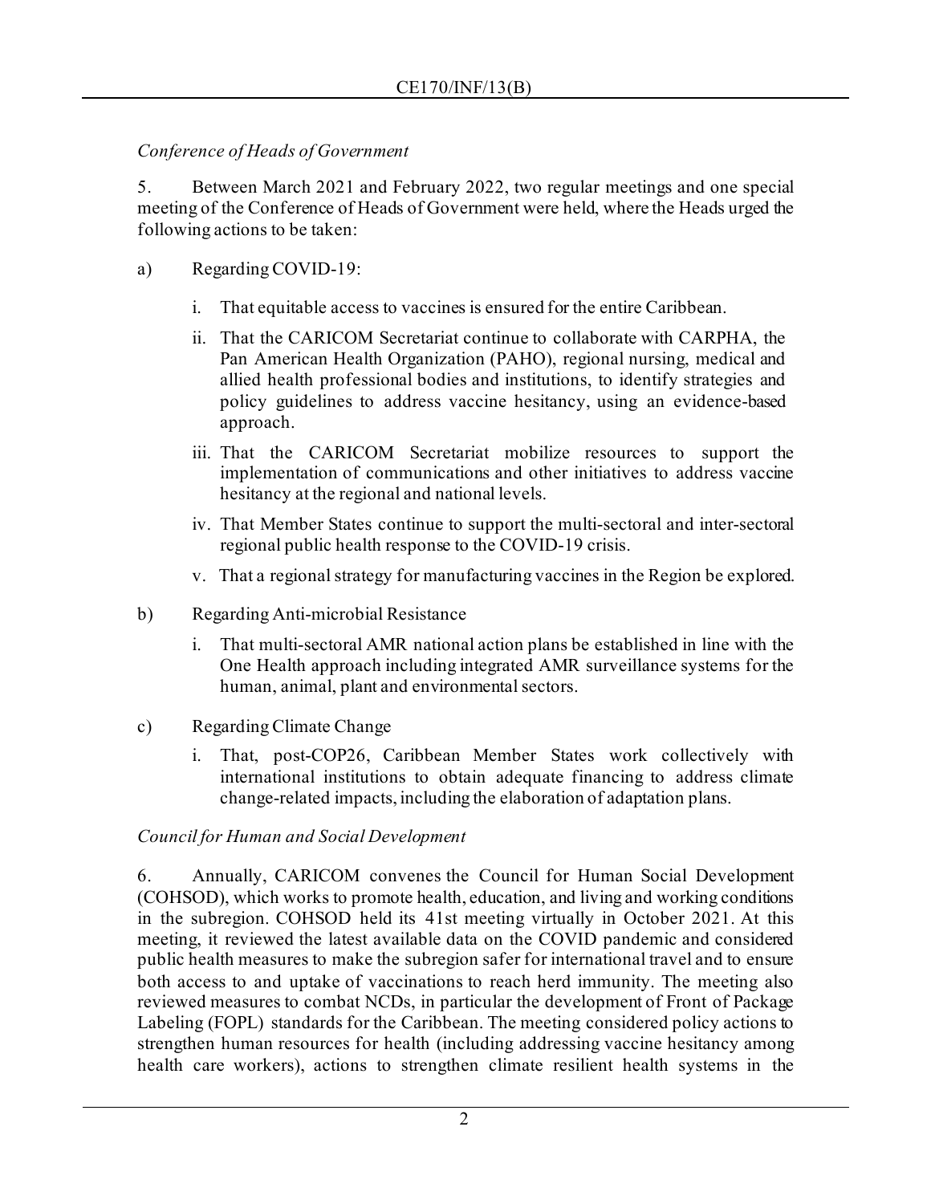*Conference of Heads of Government*

5. Between March 2021 and February 2022, two regular meetings and one special meeting of the Conference of Heads of Government were held, where the Heads urged the following actions to be taken:

a) Regarding COVID-19:

   i. That equitable access to vaccines is ensured for the entire Caribbean.

   ii. That the CARICOM Secretariat continue to collaborate with CARPHA, the Pan American Health Organization (PAHO), regional nursing, medical and allied health professional bodies and institutions, to identify strategies and policy guidelines to address vaccine hesitancy, using an evidence-based approach.

   iii. That the CARICOM Secretariat mobilize resources to support the implementation of communications and other initiatives to address vaccine hesitancy at the regional and national levels.

   iv. That Member States continue to support the multi-sectoral and inter-sectoral regional public health response to the COVID-19 crisis.

   v. That a regional strategy for manufacturing vaccines in the Region be explored.

b) Regarding Anti-microbial Resistance

   i. That multi-sectoral AMR national action plans be established in line with the One Health approach including integrated AMR surveillance systems for the human, animal, plant and environmental sectors.

c) Regarding Climate Change

   i. That, post-COP26, Caribbean Member States work collectively with international institutions to obtain adequate financing to address climate change-related impacts, including the elaboration of adaptation plans.

*Council for Human and Social Development*

6. Annually, CARICOM convenes the Council for Human Social Development (COHSOD), which works to promote health, education, and living and working conditions in the subregion. COHSOD held its 41st meeting virtually in October 2021. At this meeting, it reviewed the latest available data on the COVID pandemic and considered public health measures to make the subregion safer for international travel and to ensure both access to and uptake of vaccinations to reach herd immunity. The meeting also reviewed measures to combat NCDs, in particular the development of Front of Package Labeling (FOPL) standards for the Caribbean. The meeting considered policy actions to strengthen human resources for health (including addressing vaccine hesitancy among health care workers), actions to strengthen climate resilient health systems in the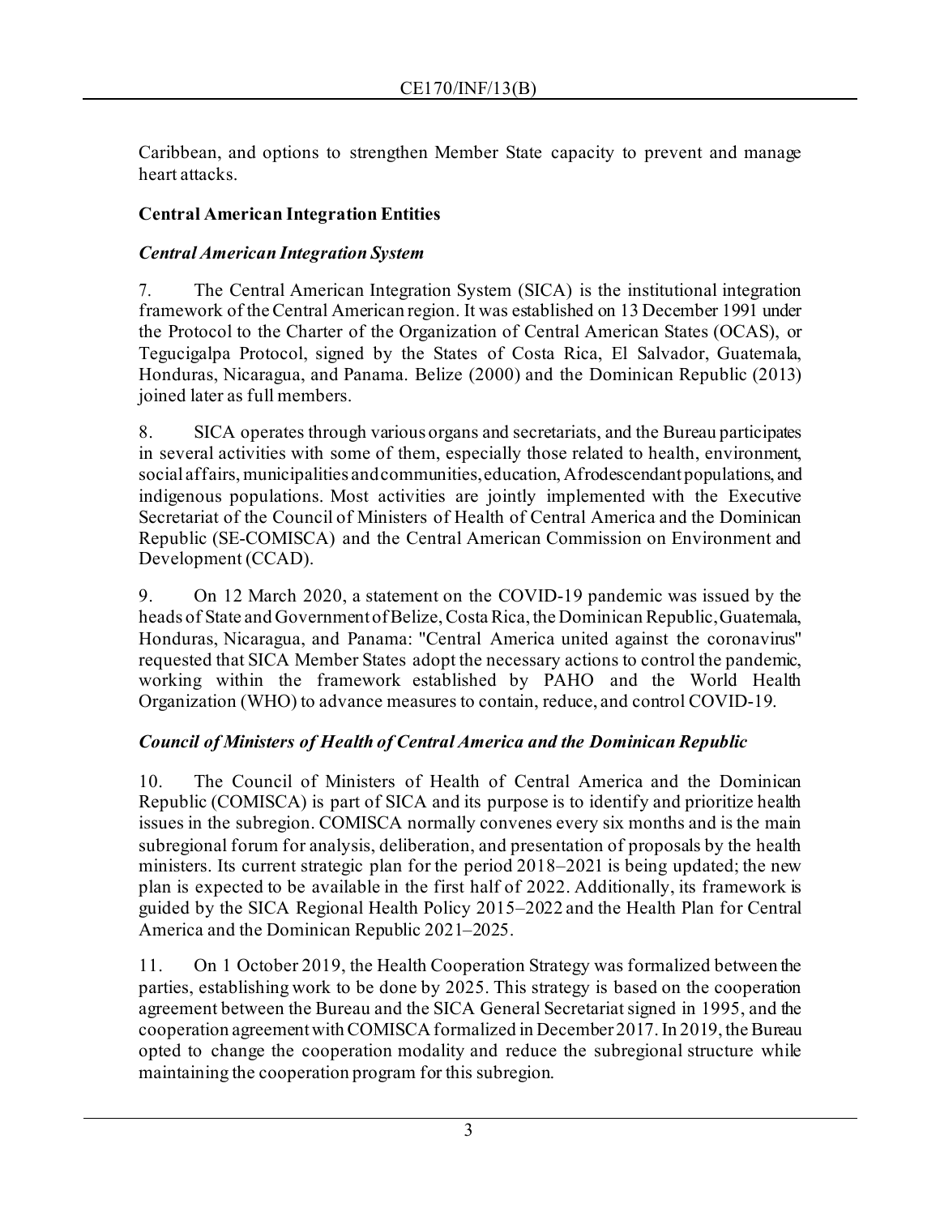Caribbean, and options to strengthen Member State capacity to prevent and manage heart attacks.

**Central American Integration Entities**

***Central American Integration System***

7. The Central American Integration System (SICA) is the institutional integration framework of the Central American region. It was established on 13 December 1991 under the Protocol to the Charter of the Organization of Central American States (OCAS), or Tegucigalpa Protocol, signed by the States of Costa Rica, El Salvador, Guatemala, Honduras, Nicaragua, and Panama. Belize (2000) and the Dominican Republic (2013) joined later as full members.

8. SICA operates through various organs and secretariats, and the Bureau participates in several activities with some of them, especially those related to health, environment, social affairs, municipalities and communities, education, Afrodescendant populations, and indigenous populations. Most activities are jointly implemented with the Executive Secretariat of the Council of Ministers of Health of Central America and the Dominican Republic (SE-COMISCA) and the Central American Commission on Environment and Development (CCAD).

9. On 12 March 2020, a statement on the COVID-19 pandemic was issued by the heads of State and Government of Belize, Costa Rica, the Dominican Republic, Guatemala, Honduras, Nicaragua, and Panama: "Central America united against the coronavirus" requested that SICA Member States adopt the necessary actions to control the pandemic, working within the framework established by PAHO and the World Health Organization (WHO) to advance measures to contain, reduce, and control COVID-19.

***Council of Ministers of Health of Central America and the Dominican Republic***

10. The Council of Ministers of Health of Central America and the Dominican Republic (COMISCA) is part of SICA and its purpose is to identify and prioritize health issues in the subregion. COMISCA normally convenes every six months and is the main subregional forum for analysis, deliberation, and presentation of proposals by the health ministers. Its current strategic plan for the period 2018–2021 is being updated; the new plan is expected to be available in the first half of 2022. Additionally, its framework is guided by the SICA Regional Health Policy 2015–2022 and the Health Plan for Central America and the Dominican Republic 2021–2025.

11. On 1 October 2019, the Health Cooperation Strategy was formalized between the parties, establishing work to be done by 2025. This strategy is based on the cooperation agreement between the Bureau and the SICA General Secretariat signed in 1995, and the cooperation agreement with COMISCA formalized in December 2017. In 2019, the Bureau opted to change the cooperation modality and reduce the subregional structure while maintaining the cooperation program for this subregion.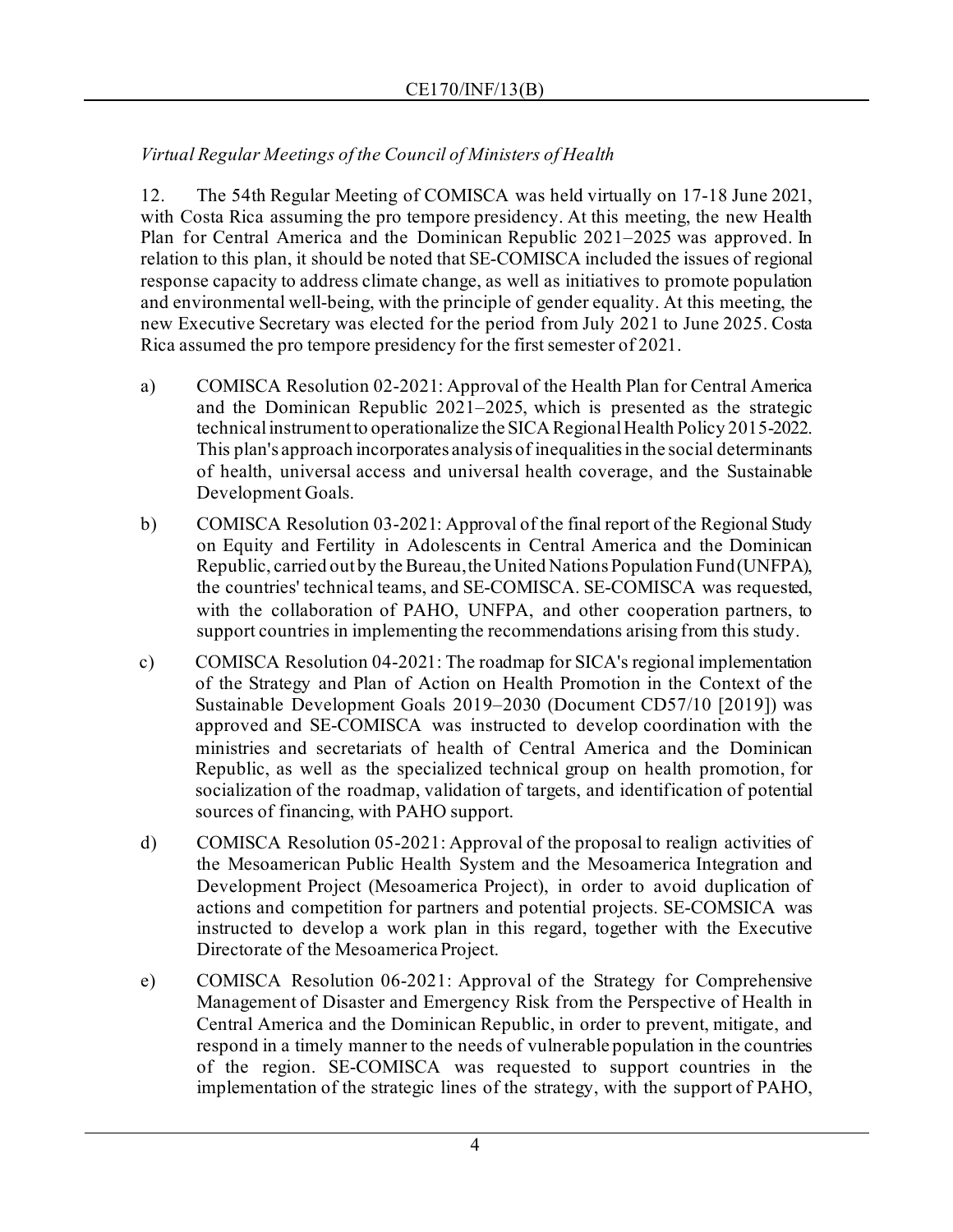*Virtual Regular Meetings of the Council of Ministers of Health*

12. The 54th Regular Meeting of COMISCA was held virtually on 17-18 June 2021, with Costa Rica assuming the pro tempore presidency. At this meeting, the new Health Plan for Central America and the Dominican Republic 2021–2025 was approved. In relation to this plan, it should be noted that SE-COMISCA included the issues of regional response capacity to address climate change, as well as initiatives to promote population and environmental well-being, with the principle of gender equality. At this meeting, the new Executive Secretary was elected for the period from July 2021 to June 2025. Costa Rica assumed the pro tempore presidency for the first semester of 2021.

a) COMISCA Resolution 02-2021: Approval of the Health Plan for Central America and the Dominican Republic 2021–2025, which is presented as the strategic technical instrument to operationalize the SICA Regional Health Policy 2015-2022. This plan's approach incorporates analysis of inequalities in the social determinants of health, universal access and universal health coverage, and the Sustainable Development Goals.

b) COMISCA Resolution 03-2021: Approval of the final report of the Regional Study on Equity and Fertility in Adolescents in Central America and the Dominican Republic, carried out by the Bureau, the United Nations Population Fund (UNFPA), the countries' technical teams, and SE-COMISCA. SE-COMISCA was requested, with the collaboration of PAHO, UNFPA, and other cooperation partners, to support countries in implementing the recommendations arising from this study.

c) COMISCA Resolution 04-2021: The roadmap for SICA's regional implementation of the Strategy and Plan of Action on Health Promotion in the Context of the Sustainable Development Goals 2019–2030 (Document CD57/10 [2019]) was approved and SE-COMISCA was instructed to develop coordination with the ministries and secretariats of health of Central America and the Dominican Republic, as well as the specialized technical group on health promotion, for socialization of the roadmap, validation of targets, and identification of potential sources of financing, with PAHO support.

d) COMISCA Resolution 05-2021: Approval of the proposal to realign activities of the Mesoamerican Public Health System and the Mesoamerica Integration and Development Project (Mesoamerica Project), in order to avoid duplication of actions and competition for partners and potential projects. SE-COMSICA was instructed to develop a work plan in this regard, together with the Executive Directorate of the Mesoamerica Project.

e) COMISCA Resolution 06-2021: Approval of the Strategy for Comprehensive Management of Disaster and Emergency Risk from the Perspective of Health in Central America and the Dominican Republic, in order to prevent, mitigate, and respond in a timely manner to the needs of vulnerable population in the countries of the region. SE-COMISCA was requested to support countries in the implementation of the strategic lines of the strategy, with the support of PAHO,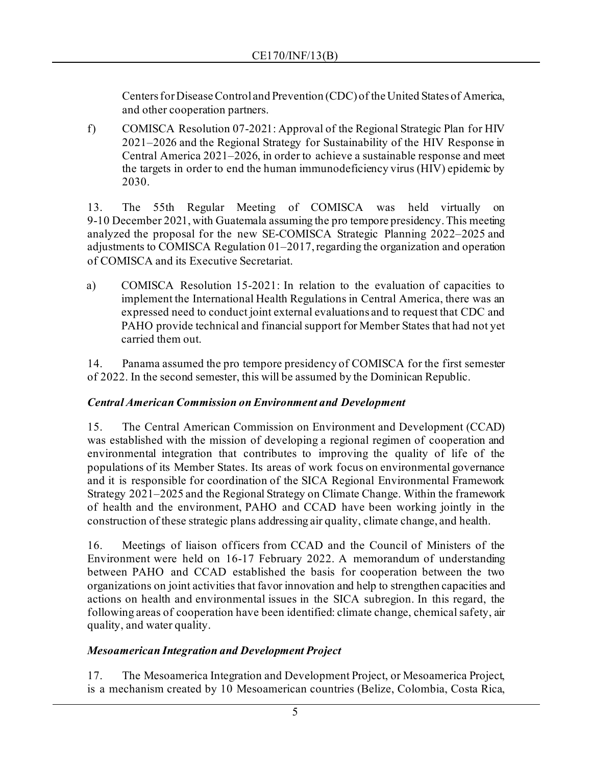Centers for Disease Control and Prevention (CDC) of the United States of America, and other cooperation partners.

f) COMISCA Resolution 07-2021: Approval of the Regional Strategic Plan for HIV 2021–2026 and the Regional Strategy for Sustainability of the HIV Response in Central America 2021–2026, in order to achieve a sustainable response and meet the targets in order to end the human immunodeficiency virus (HIV) epidemic by 2030.

13. The 55th Regular Meeting of COMISCA was held virtually on 9-10 December 2021, with Guatemala assuming the pro tempore presidency. This meeting analyzed the proposal for the new SE-COMISCA Strategic Planning 2022–2025 and adjustments to COMISCA Regulation 01–2017, regarding the organization and operation of COMISCA and its Executive Secretariat.

a) COMISCA Resolution 15-2021: In relation to the evaluation of capacities to implement the International Health Regulations in Central America, there was an expressed need to conduct joint external evaluations and to request that CDC and PAHO provide technical and financial support for Member States that had not yet carried them out.

14. Panama assumed the pro tempore presidency of COMISCA for the first semester of 2022. In the second semester, this will be assumed by the Dominican Republic.

***Central American Commission on Environment and Development***

15. The Central American Commission on Environment and Development (CCAD) was established with the mission of developing a regional regimen of cooperation and environmental integration that contributes to improving the quality of life of the populations of its Member States. Its areas of work focus on environmental governance and it is responsible for coordination of the SICA Regional Environmental Framework Strategy 2021–2025 and the Regional Strategy on Climate Change. Within the framework of health and the environment, PAHO and CCAD have been working jointly in the construction of these strategic plans addressing air quality, climate change, and health.

16. Meetings of liaison officers from CCAD and the Council of Ministers of the Environment were held on 16-17 February 2022. A memorandum of understanding between PAHO and CCAD established the basis for cooperation between the two organizations on joint activities that favor innovation and help to strengthen capacities and actions on health and environmental issues in the SICA subregion. In this regard, the following areas of cooperation have been identified: climate change, chemical safety, air quality, and water quality.

***Mesoamerican Integration and Development Project***

17. The Mesoamerica Integration and Development Project, or Mesoamerica Project, is a mechanism created by 10 Mesoamerican countries (Belize, Colombia, Costa Rica,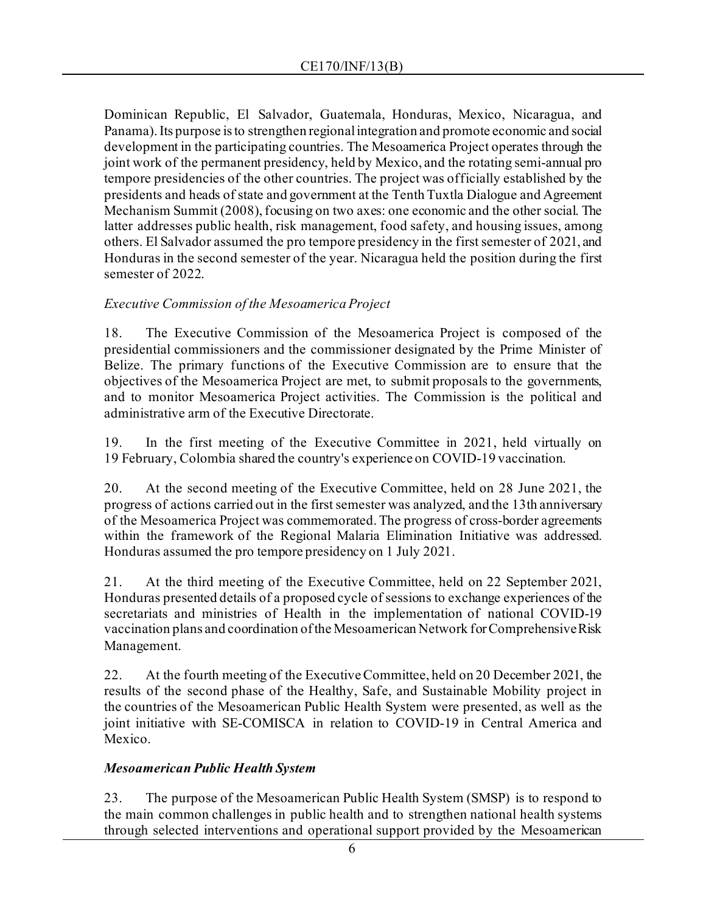Dominican Republic, El Salvador, Guatemala, Honduras, Mexico, Nicaragua, and Panama). Its purpose is to strengthen regional integration and promote economic and social development in the participating countries. The Mesoamerica Project operates through the joint work of the permanent presidency, held by Mexico, and the rotating semi-annual pro tempore presidencies of the other countries. The project was officially established by the presidents and heads of state and government at the Tenth Tuxtla Dialogue and Agreement Mechanism Summit (2008), focusing on two axes: one economic and the other social. The latter addresses public health, risk management, food safety, and housing issues, among others. El Salvador assumed the pro tempore presidency in the first semester of 2021, and Honduras in the second semester of the year. Nicaragua held the position during the first semester of 2022.

*Executive Commission of the Mesoamerica Project*

18. The Executive Commission of the Mesoamerica Project is composed of the presidential commissioners and the commissioner designated by the Prime Minister of Belize. The primary functions of the Executive Commission are to ensure that the objectives of the Mesoamerica Project are met, to submit proposals to the governments, and to monitor Mesoamerica Project activities. The Commission is the political and administrative arm of the Executive Directorate.

19. In the first meeting of the Executive Committee in 2021, held virtually on 19 February, Colombia shared the country's experience on COVID-19 vaccination.

20. At the second meeting of the Executive Committee, held on 28 June 2021, the progress of actions carried out in the first semester was analyzed, and the 13th anniversary of the Mesoamerica Project was commemorated. The progress of cross-border agreements within the framework of the Regional Malaria Elimination Initiative was addressed. Honduras assumed the pro tempore presidency on 1 July 2021.

21. At the third meeting of the Executive Committee, held on 22 September 2021, Honduras presented details of a proposed cycle of sessions to exchange experiences of the secretariats and ministries of Health in the implementation of national COVID-19 vaccination plans and coordination of the Mesoamerican Network for Comprehensive Risk Management.

22. At the fourth meeting of the Executive Committee, held on 20 December 2021, the results of the second phase of the Healthy, Safe, and Sustainable Mobility project in the countries of the Mesoamerican Public Health System were presented, as well as the joint initiative with SE-COMISCA in relation to COVID-19 in Central America and Mexico.

***Mesoamerican Public Health System***

23. The purpose of the Mesoamerican Public Health System (SMSP) is to respond to the main common challenges in public health and to strengthen national health systems through selected interventions and operational support provided by the Mesoamerican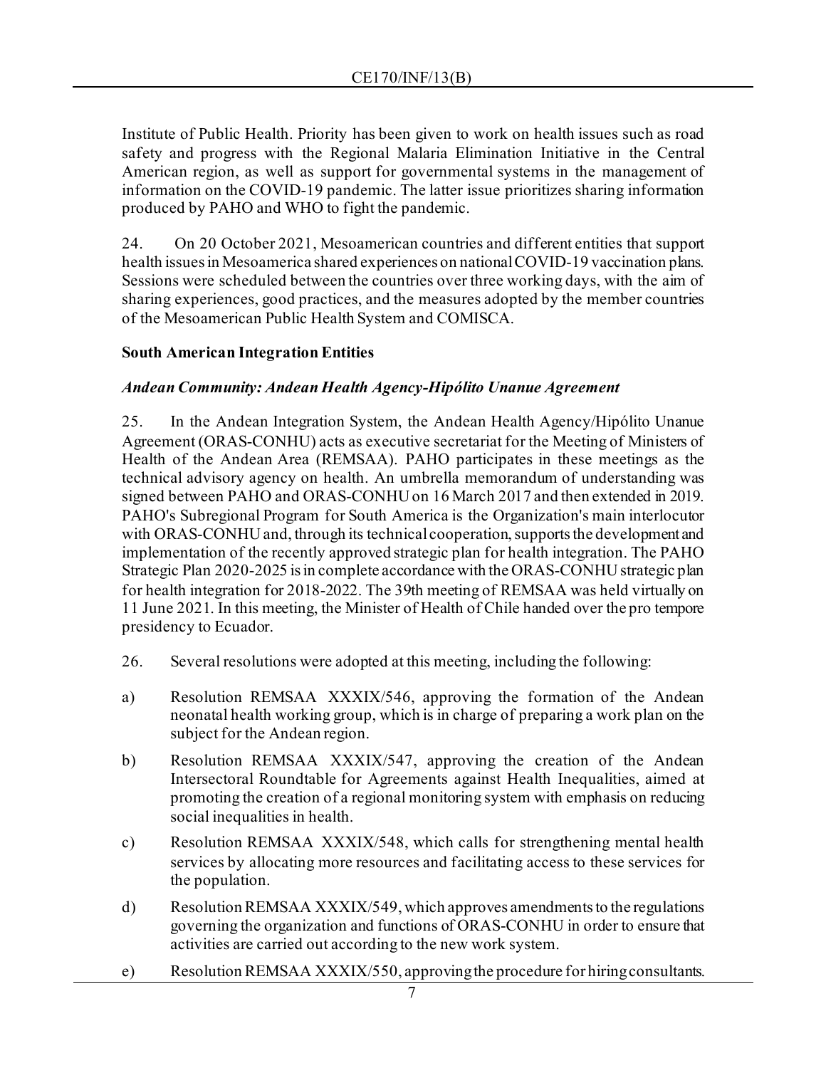Institute of Public Health. Priority has been given to work on health issues such as road safety and progress with the Regional Malaria Elimination Initiative in the Central American region, as well as support for governmental systems in the management of information on the COVID-19 pandemic. The latter issue prioritizes sharing information produced by PAHO and WHO to fight the pandemic.

24. On 20 October 2021, Mesoamerican countries and different entities that support health issues in Mesoamerica shared experiences on national COVID-19 vaccination plans. Sessions were scheduled between the countries over three working days, with the aim of sharing experiences, good practices, and the measures adopted by the member countries of the Mesoamerican Public Health System and COMISCA.

**South American Integration Entities**

***Andean Community: Andean Health Agency-Hipólito Unanue Agreement***

25. In the Andean Integration System, the Andean Health Agency/Hipólito Unanue Agreement (ORAS-CONHU) acts as executive secretariat for the Meeting of Ministers of Health of the Andean Area (REMSAA). PAHO participates in these meetings as the technical advisory agency on health. An umbrella memorandum of understanding was signed between PAHO and ORAS-CONHU on 16 March 2017 and then extended in 2019. PAHO's Subregional Program for South America is the Organization's main interlocutor with ORAS-CONHU and, through its technical cooperation, supports the development and implementation of the recently approved strategic plan for health integration. The PAHO Strategic Plan 2020-2025 is in complete accordance with the ORAS-CONHU strategic plan for health integration for 2018-2022. The 39th meeting of REMSAA was held virtually on 11 June 2021. In this meeting, the Minister of Health of Chile handed over the pro tempore presidency to Ecuador.

26. Several resolutions were adopted at this meeting, including the following:

a) Resolution REMSAA XXXIX/546, approving the formation of the Andean neonatal health working group, which is in charge of preparing a work plan on the subject for the Andean region.

b) Resolution REMSAA XXXIX/547, approving the creation of the Andean Intersectoral Roundtable for Agreements against Health Inequalities, aimed at promoting the creation of a regional monitoring system with emphasis on reducing social inequalities in health.

c) Resolution REMSAA XXXIX/548, which calls for strengthening mental health services by allocating more resources and facilitating access to these services for the population.

d) Resolution REMSAA XXXIX/549, which approves amendments to the regulations governing the organization and functions of ORAS-CONHU in order to ensure that activities are carried out according to the new work system.

e) Resolution REMSAA XXXIX/550, approving the procedure for hiring consultants.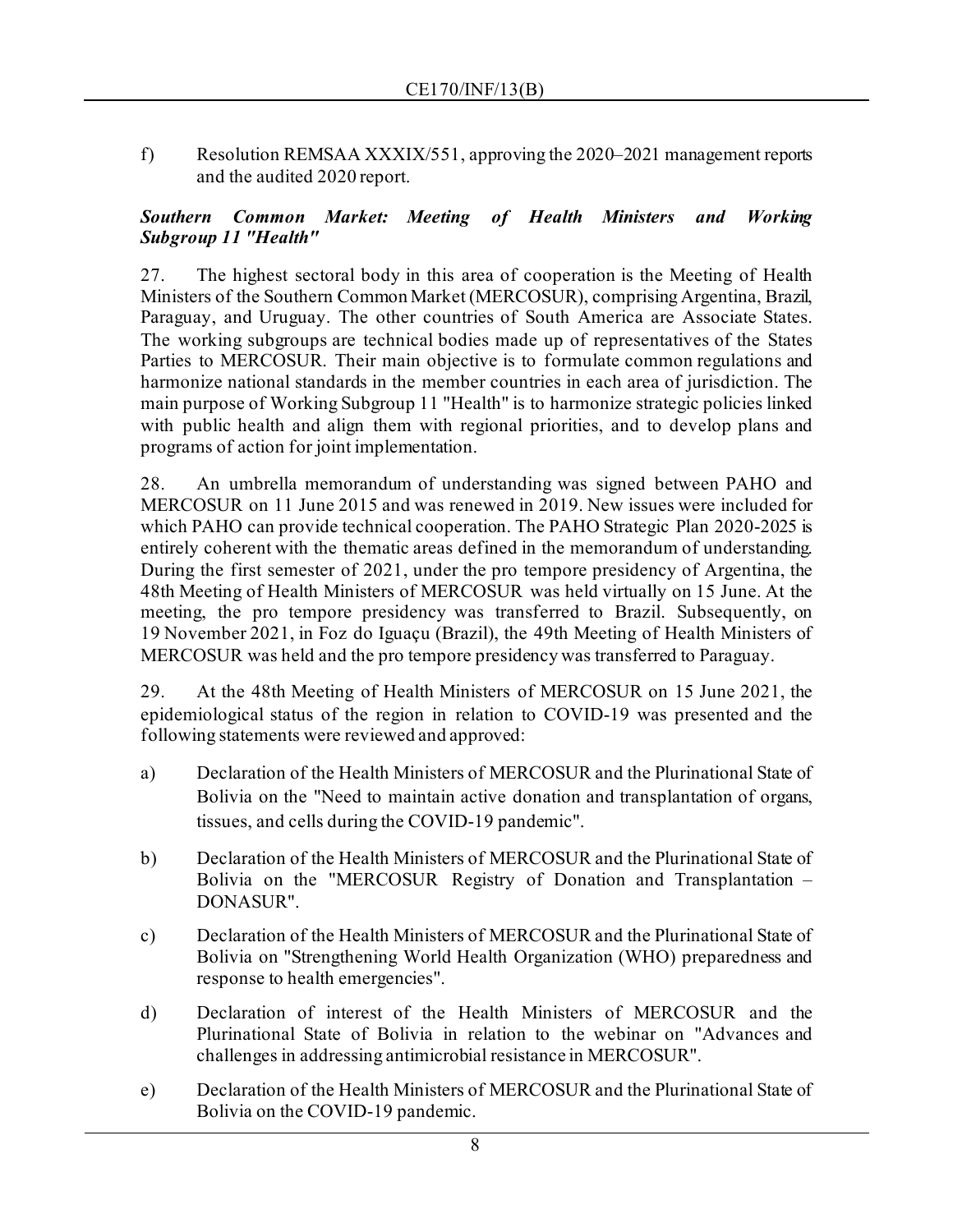f) Resolution REMSAA XXXIX/551, approving the 2020–2021 management reports and the audited 2020 report.

### *Southern Common Market: Meeting of Health Ministers and Working Subgroup 11 "Health"*

27. The highest sectoral body in this area of cooperation is the Meeting of Health Ministers of the Southern Common Market (MERCOSUR), comprising Argentina, Brazil, Paraguay, and Uruguay. The other countries of South America are Associate States. The working subgroups are technical bodies made up of representatives of the States Parties to MERCOSUR. Their main objective is to formulate common regulations and harmonize national standards in the member countries in each area of jurisdiction. The main purpose of Working Subgroup 11 "Health" is to harmonize strategic policies linked with public health and align them with regional priorities, and to develop plans and programs of action for joint implementation.

28. An umbrella memorandum of understanding was signed between PAHO and MERCOSUR on 11 June 2015 and was renewed in 2019. New issues were included for which PAHO can provide technical cooperation. The PAHO Strategic Plan 2020-2025 is entirely coherent with the thematic areas defined in the memorandum of understanding. During the first semester of 2021, under the pro tempore presidency of Argentina, the 48th Meeting of Health Ministers of MERCOSUR was held virtually on 15 June. At the meeting, the pro tempore presidency was transferred to Brazil. Subsequently, on 19 November 2021, in Foz do Iguaçu (Brazil), the 49th Meeting of Health Ministers of MERCOSUR was held and the pro tempore presidency was transferred to Paraguay.

29. At the 48th Meeting of Health Ministers of MERCOSUR on 15 June 2021, the epidemiological status of the region in relation to COVID-19 was presented and the following statements were reviewed and approved:

a) Declaration of the Health Ministers of MERCOSUR and the Plurinational State of Bolivia on the "Need to maintain active donation and transplantation of organs, tissues, and cells during the COVID-19 pandemic".

b) Declaration of the Health Ministers of MERCOSUR and the Plurinational State of Bolivia on the "MERCOSUR Registry of Donation and Transplantation – DONASUR".

c) Declaration of the Health Ministers of MERCOSUR and the Plurinational State of Bolivia on "Strengthening World Health Organization (WHO) preparedness and response to health emergencies".

d) Declaration of interest of the Health Ministers of MERCOSUR and the Plurinational State of Bolivia in relation to the webinar on "Advances and challenges in addressing antimicrobial resistance in MERCOSUR".

e) Declaration of the Health Ministers of MERCOSUR and the Plurinational State of Bolivia on the COVID-19 pandemic.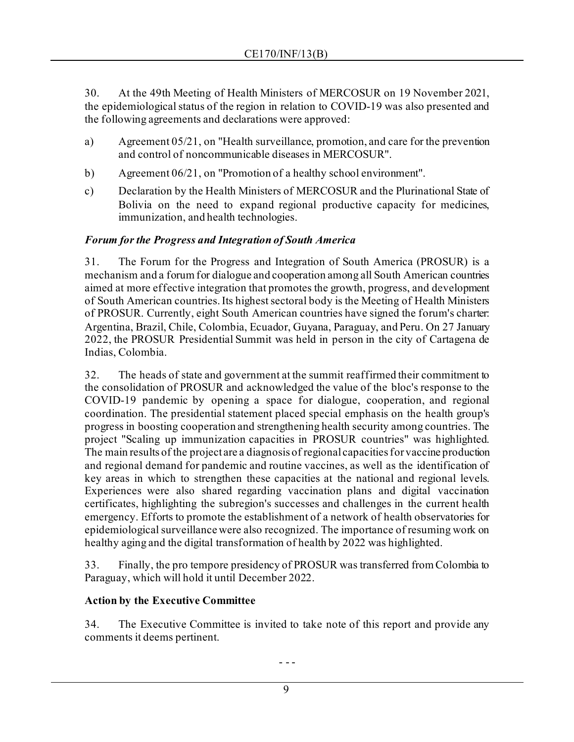30. At the 49th Meeting of Health Ministers of MERCOSUR on 19 November 2021, the epidemiological status of the region in relation to COVID-19 was also presented and the following agreements and declarations were approved:

a) Agreement 05/21, on "Health surveillance, promotion, and care for the prevention and control of noncommunicable diseases in MERCOSUR".

b) Agreement 06/21, on "Promotion of a healthy school environment".

c) Declaration by the Health Ministers of MERCOSUR and the Plurinational State of Bolivia on the need to expand regional productive capacity for medicines, immunization, and health technologies.

***Forum for the Progress and Integration of South America***

31. The Forum for the Progress and Integration of South America (PROSUR) is a mechanism and a forum for dialogue and cooperation among all South American countries aimed at more effective integration that promotes the growth, progress, and development of South American countries. Its highest sectoral body is the Meeting of Health Ministers of PROSUR. Currently, eight South American countries have signed the forum's charter: Argentina, Brazil, Chile, Colombia, Ecuador, Guyana, Paraguay, and Peru. On 27 January 2022, the PROSUR Presidential Summit was held in person in the city of Cartagena de Indias, Colombia.

32. The heads of state and government at the summit reaffirmed their commitment to the consolidation of PROSUR and acknowledged the value of the bloc's response to the COVID-19 pandemic by opening a space for dialogue, cooperation, and regional coordination. The presidential statement placed special emphasis on the health group's progress in boosting cooperation and strengthening health security among countries. The project "Scaling up immunization capacities in PROSUR countries" was highlighted. The main results of the project are a diagnosis of regional capacities for vaccine production and regional demand for pandemic and routine vaccines, as well as the identification of key areas in which to strengthen these capacities at the national and regional levels. Experiences were also shared regarding vaccination plans and digital vaccination certificates, highlighting the subregion's successes and challenges in the current health emergency. Efforts to promote the establishment of a network of health observatories for epidemiological surveillance were also recognized. The importance of resuming work on healthy aging and the digital transformation of health by 2022 was highlighted.

33. Finally, the pro tempore presidency of PROSUR was transferred from Colombia to Paraguay, which will hold it until December 2022.

**Action by the Executive Committee**

34. The Executive Committee is invited to take note of this report and provide any comments it deems pertinent.

- - -